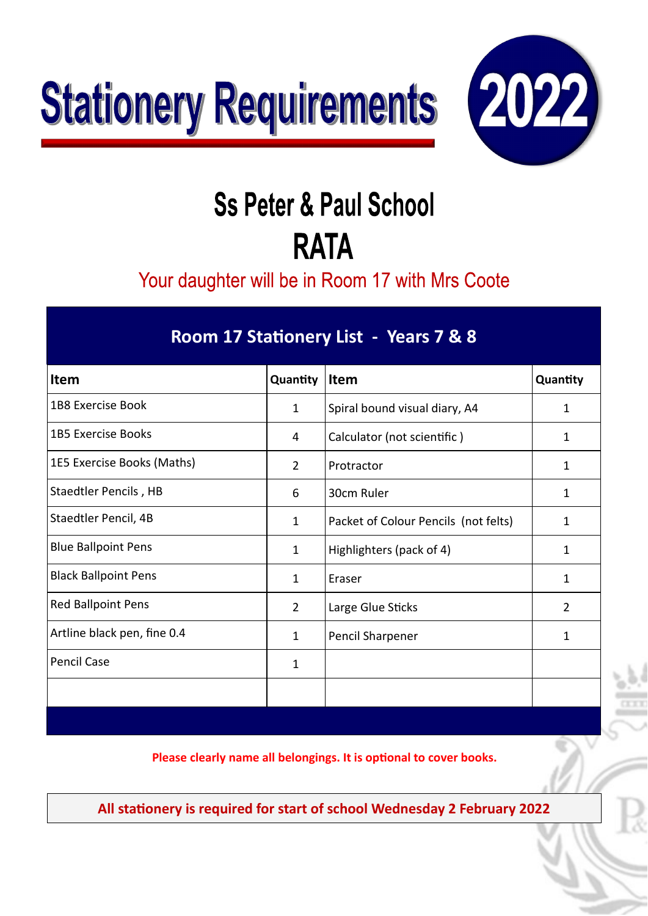# Stationery Requirements

# 2022

## Ss Peter & Paul School

## RATA

Your daughter will be in Room 17 with Mrs Coote

| Room 17 Stationery List - Years 7 & 8 | | | |
|---|---|---|---|
| **Item** | **Quantity** | **Item** | **Quantity** |
| 1B8 Exercise Book | 1 | Spiral bound visual diary, A4 | 1 |
| 1B5 Exercise Books | 4 | Calculator (not scientific ) | 1 |
| 1E5 Exercise Books (Maths) | 2 | Protractor | 1 |
| Staedtler Pencils , HB | 6 | 30cm Ruler | 1 |
| Staedtler Pencil, 4B | 1 | Packet of Colour Pencils (not felts) | 1 |
| Blue Ballpoint Pens | 1 | Highlighters (pack of 4) | 1 |
| Black Ballpoint Pens | 1 | Eraser | 1 |
| Red Ballpoint Pens | 2 | Large Glue Sticks | 2 |
| Artline black pen, fine 0.4 | 1 | Pencil Sharpener | 1 |
| Pencil Case | 1 | | |
| | | | |

**Please clearly name all belongings. It is optional to cover books.**

**All stationery is required for start of school Wednesday 2 February 2022**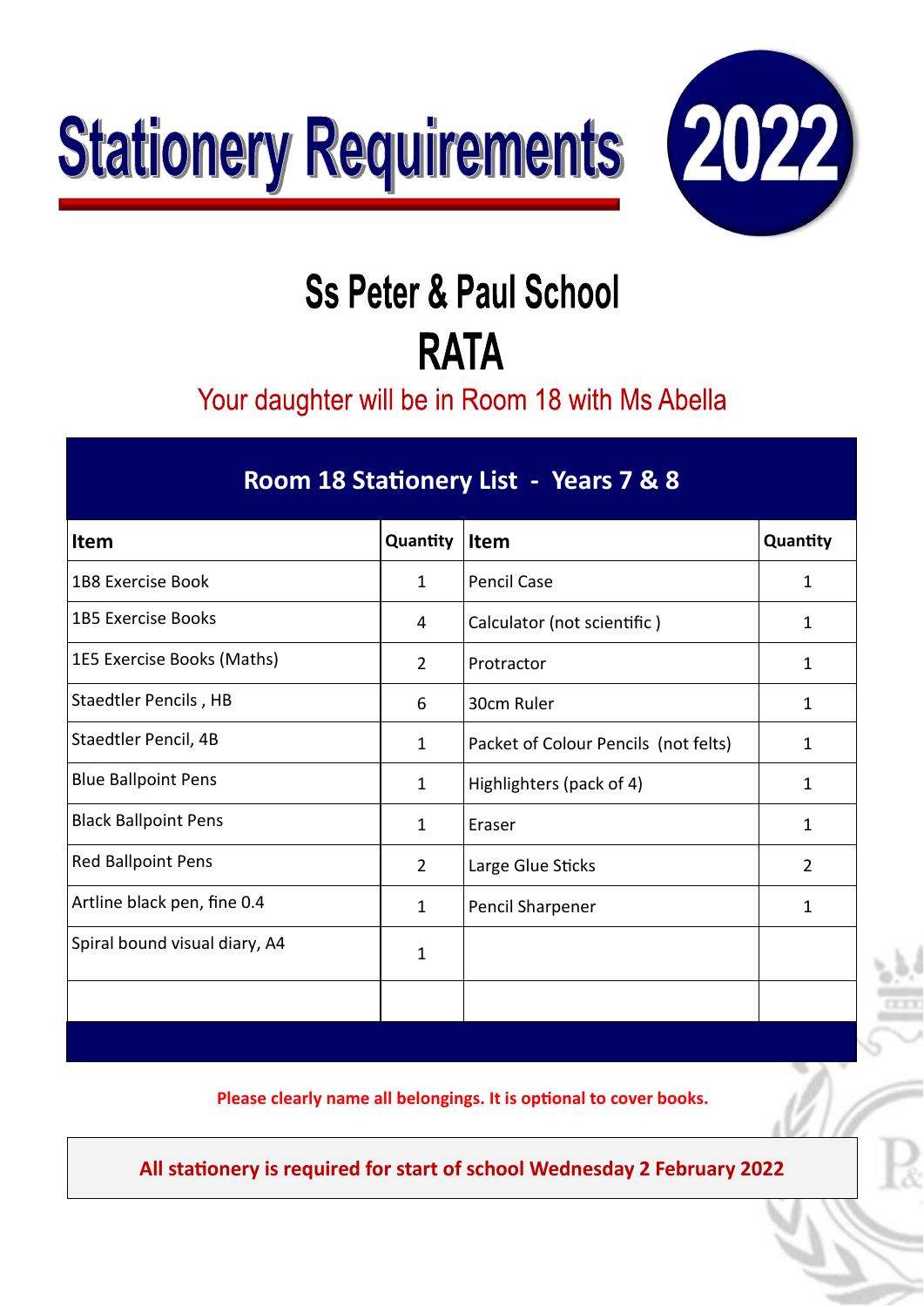# Stationery Requirements 2022

## Ss Peter & Paul School

## RATA

Your daughter will be in Room 18 with Ms Abella

| Room 18 Stationery List - Years 7 & 8 | | | |
|---|---|---|---|
| **Item** | **Quantity** | **Item** | **Quantity** |
| 1B8 Exercise Book | 1 | Pencil Case | 1 |
| 1B5 Exercise Books | 4 | Calculator (not scientific ) | 1 |
| 1E5 Exercise Books (Maths) | 2 | Protractor | 1 |
| Staedtler Pencils , HB | 6 | 30cm Ruler | 1 |
| Staedtler Pencil, 4B | 1 | Packet of Colour Pencils (not felts) | 1 |
| Blue Ballpoint Pens | 1 | Highlighters (pack of 4) | 1 |
| Black Ballpoint Pens | 1 | Eraser | 1 |
| Red Ballpoint Pens | 2 | Large Glue Sticks | 2 |
| Artline black pen, fine 0.4 | 1 | Pencil Sharpener | 1 |
| Spiral bound visual diary, A4 | 1 | | |
| | | | |

**Please clearly name all belongings. It is optional to cover books.**

**All stationery is required for start of school Wednesday 2 February 2022**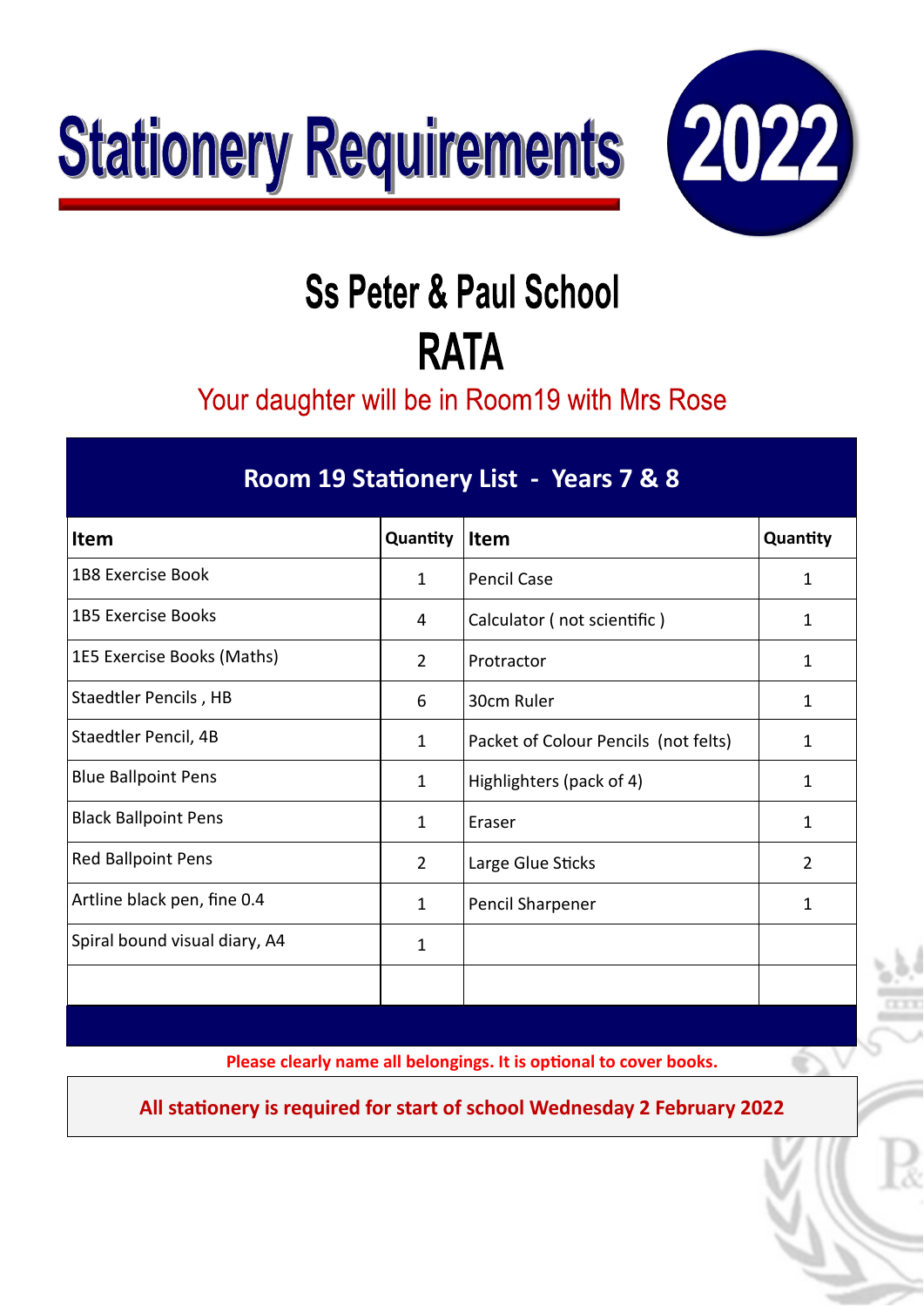# Stationery Requirements 2022

## Ss Peter & Paul School

## RATA

Your daughter will be in Room19 with Mrs Rose

### Room 19 Stationery List - Years 7 & 8

| Item | Quantity | Item | Quantity |
|---|---|---|---|
| 1B8 Exercise Book | 1 | Pencil Case | 1 |
| 1B5 Exercise Books | 4 | Calculator ( not scientific ) | 1 |
| 1E5 Exercise Books (Maths) | 2 | Protractor | 1 |
| Staedtler Pencils , HB | 6 | 30cm Ruler | 1 |
| Staedtler Pencil, 4B | 1 | Packet of Colour Pencils (not felts) | 1 |
| Blue Ballpoint Pens | 1 | Highlighters (pack of 4) | 1 |
| Black Ballpoint Pens | 1 | Eraser | 1 |
| Red Ballpoint Pens | 2 | Large Glue Sticks | 2 |
| Artline black pen, fine 0.4 | 1 | Pencil Sharpener | 1 |
| Spiral bound visual diary, A4 | 1 | | |
| | | | |

**Please clearly name all belongings. It is optional to cover books.**

**All stationery is required for start of school Wednesday 2 February 2022**